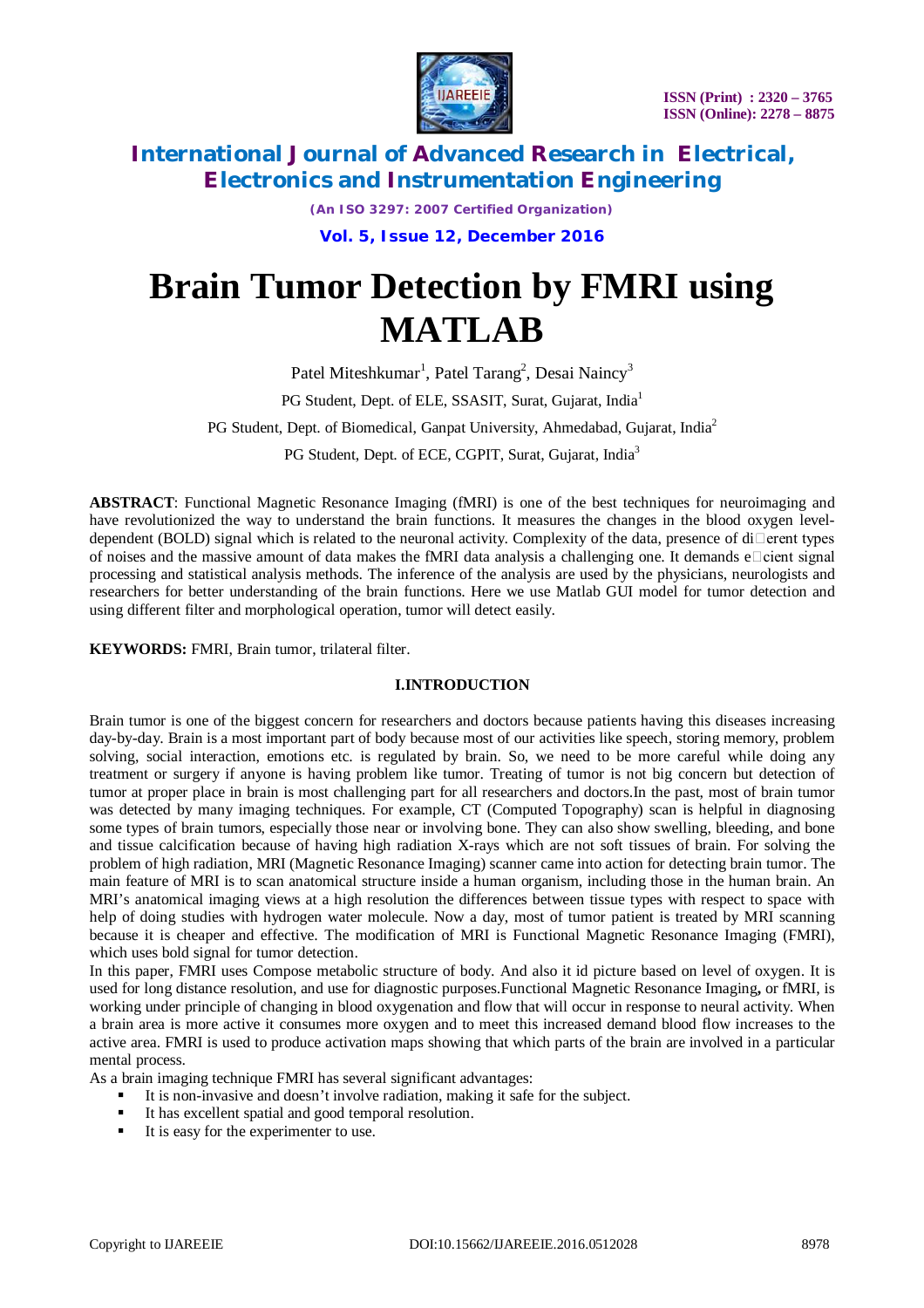# Brain Tumor Detection by FMRI using MATLAB

Patel Miteshkumar[1], Patel Tarang[2], Desai Naincy[3]

PG Student, Dept. of ELE, SSASIT, Surat, Gujarat, India[1]

PG Student, Dept. of Biomedical, Ganpat University, Ahmedabad, Gujarat, India[2]

PG Student, Dept. of ECE, CGPIT, Surat, Gujarat, India[3]

**ABSTRACT**: Functional Magnetic Resonance Imaging (fMRI) is one of the best techniques for neuroimaging and have revolutionized the way to understand the brain functions. It measures the changes in the blood oxygen level-dependent (BOLD) signal which is related to the neuronal activity. Complexity of the data, presence of di□erent types of noises and the massive amount of data makes the fMRI data analysis a challenging one. It demands e□cient signal processing and statistical analysis methods. The inference of the analysis are used by the physicians, neurologists and researchers for better understanding of the brain functions. Here we use Matlab GUI model for tumor detection and using different filter and morphological operation, tumor will detect easily.

**KEYWORDS:** FMRI, Brain tumor, trilateral filter.

## I.INTRODUCTION

Brain tumor is one of the biggest concern for researchers and doctors because patients having this diseases increasing day-by-day. Brain is a most important part of body because most of our activities like speech, storing memory, problem solving, social interaction, emotions etc. is regulated by brain. So, we need to be more careful while doing any treatment or surgery if anyone is having problem like tumor. Treating of tumor is not big concern but detection of tumor at proper place in brain is most challenging part for all researchers and doctors.In the past, most of brain tumor was detected by many imaging techniques. For example, CT (Computed Topography) scan is helpful in diagnosing some types of brain tumors, especially those near or involving bone. They can also show swelling, bleeding, and bone and tissue calcification because of having high radiation X-rays which are not soft tissues of brain. For solving the problem of high radiation, MRI (Magnetic Resonance Imaging) scanner came into action for detecting brain tumor. The main feature of MRI is to scan anatomical structure inside a human organism, including those in the human brain. An MRI's anatomical imaging views at a high resolution the differences between tissue types with respect to space with help of doing studies with hydrogen water molecule. Now a day, most of tumor patient is treated by MRI scanning because it is cheaper and effective. The modification of MRI is Functional Magnetic Resonance Imaging (FMRI), which uses bold signal for tumor detection.

In this paper, FMRI uses Compose metabolic structure of body. And also it id picture based on level of oxygen. It is used for long distance resolution, and use for diagnostic purposes.Functional Magnetic Resonance Imaging**,** or fMRI, is working under principle of changing in blood oxygenation and flow that will occur in response to neural activity. When a brain area is more active it consumes more oxygen and to meet this increased demand blood flow increases to the active area. FMRI is used to produce activation maps showing that which parts of the brain are involved in a particular mental process.

As a brain imaging technique FMRI has several significant advantages:

- It is non-invasive and doesn't involve radiation, making it safe for the subject.
- It has excellent spatial and good temporal resolution.
- It is easy for the experimenter to use.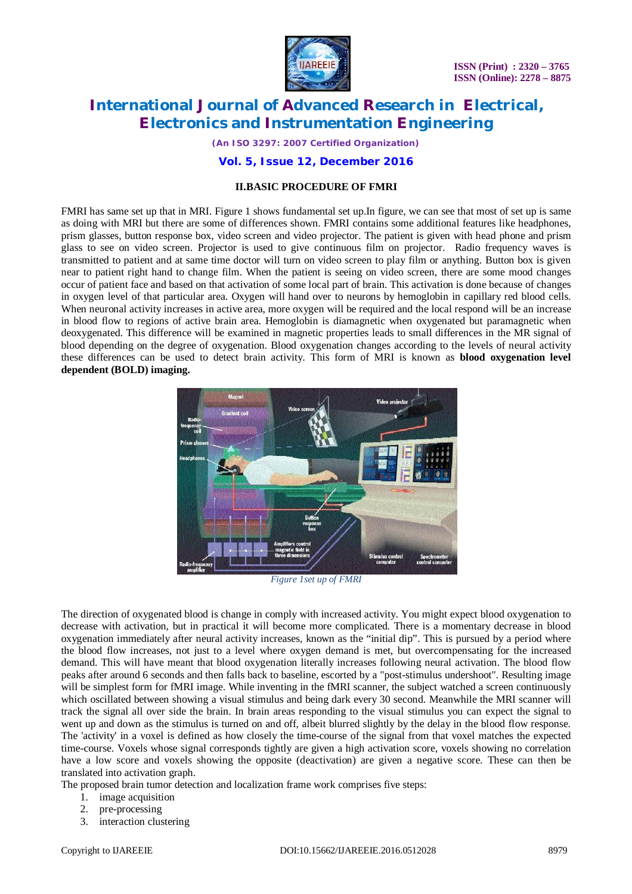## II.BASIC PROCEDURE OF FMRI

FMRI has same set up that in MRI. Figure 1 shows fundamental set up.In figure, we can see that most of set up is same as doing with MRI but there are some of differences shown. FMRI contains some additional features like headphones, prism glasses, button response box, video screen and video projector. The patient is given with head phone and prism glass to see on video screen. Projector is used to give continuous film on projector. Radio frequency waves is transmitted to patient and at same time doctor will turn on video screen to play film or anything. Button box is given near to patient right hand to change film. When the patient is seeing on video screen, there are some mood changes occur of patient face and based on that activation of some local part of brain. This activation is done because of changes in oxygen level of that particular area. Oxygen will hand over to neurons by hemoglobin in capillary red blood cells. When neuronal activity increases in active area, more oxygen will be required and the local respond will be an increase in blood flow to regions of active brain area. Hemoglobin is diamagnetic when oxygenated but paramagnetic when deoxygenated. This difference will be examined in magnetic properties leads to small differences in the MR signal of blood depending on the degree of oxygenation. Blood oxygenation changes according to the levels of neural activity these differences can be used to detect brain activity. This form of MRI is known as **blood oxygenation level dependent (BOLD) imaging.**

*Figure 1set up of FMRI*

The direction of oxygenated blood is change in comply with increased activity. You might expect blood oxygenation to decrease with activation, but in practical it will become more complicated. There is a momentary decrease in blood oxygenation immediately after neural activity increases, known as the "initial dip". This is pursued by a period where the blood flow increases, not just to a level where oxygen demand is met, but overcompensating for the increased demand. This will have meant that blood oxygenation literally increases following neural activation. The blood flow peaks after around 6 seconds and then falls back to baseline, escorted by a "post-stimulus undershoot". Resulting image will be simplest form for fMRI image. While inventing in the fMRI scanner, the subject watched a screen continuously which oscillated between showing a visual stimulus and being dark every 30 second. Meanwhile the MRI scanner will track the signal all over side the brain. In brain areas responding to the visual stimulus you can expect the signal to went up and down as the stimulus is turned on and off, albeit blurred slightly by the delay in the blood flow response. The 'activity' in a voxel is defined as how closely the time-course of the signal from that voxel matches the expected time-course. Voxels whose signal corresponds tightly are given a high activation score, voxels showing no correlation have a low score and voxels showing the opposite (deactivation) are given a negative score. These can then be translated into activation graph.

The proposed brain tumor detection and localization frame work comprises five steps:

1. image acquisition
2. pre-processing
3. interaction clustering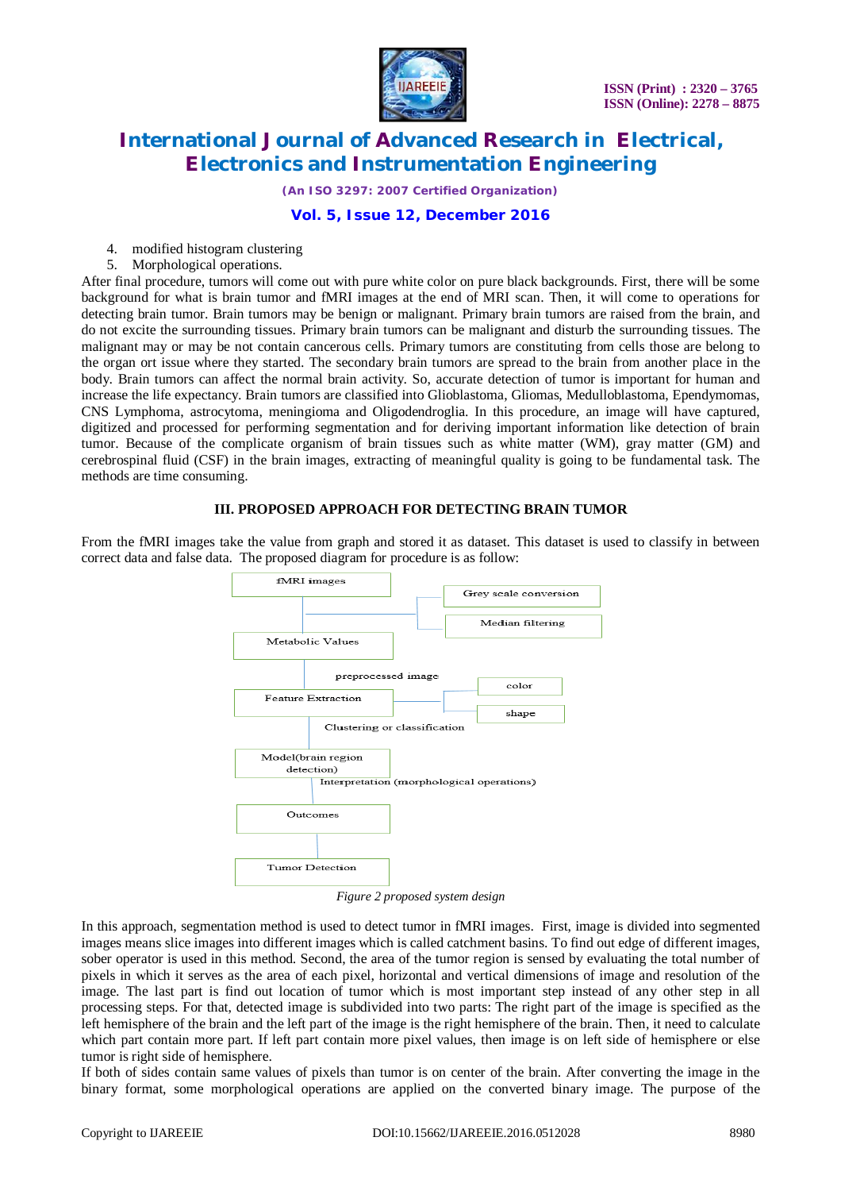4. modified histogram clustering
5. Morphological operations.

After final procedure, tumors will come out with pure white color on pure black backgrounds. First, there will be some background for what is brain tumor and fMRI images at the end of MRI scan. Then, it will come to operations for detecting brain tumor. Brain tumors may be benign or malignant. Primary brain tumors are raised from the brain, and do not excite the surrounding tissues. Primary brain tumors can be malignant and disturb the surrounding tissues. The malignant may or may be not contain cancerous cells. Primary tumors are constituting from cells those are belong to the organ ort issue where they started. The secondary brain tumors are spread to the brain from another place in the body. Brain tumors can affect the normal brain activity. So, accurate detection of tumor is important for human and increase the life expectancy. Brain tumors are classified into Glioblastoma, Gliomas, Medulloblastoma, Ependymomas, CNS Lymphoma, astrocytoma, meningioma and Oligodendroglia. In this procedure, an image will have captured, digitized and processed for performing segmentation and for deriving important information like detection of brain tumor. Because of the complicate organism of brain tissues such as white matter (WM), gray matter (GM) and cerebrospinal fluid (CSF) in the brain images, extracting of meaningful quality is going to be fundamental task. The methods are time consuming.

## III. PROPOSED APPROACH FOR DETECTING BRAIN TUMOR

From the fMRI images take the value from graph and stored it as dataset. This dataset is used to classify in between correct data and false data. The proposed diagram for procedure is as follow:

fMRI images → (Grey scale conversion, Median filtering) → Metabolic Values → preprocessed image → Feature Extraction → (color, shape) → Clustering or classification → Model(brain region detection) → Interpretation (morphological operations) → Outcomes → Tumor Detection

*Figure 2 proposed system design*

In this approach, segmentation method is used to detect tumor in fMRI images. First, image is divided into segmented images means slice images into different images which is called catchment basins. To find out edge of different images, sober operator is used in this method. Second, the area of the tumor region is sensed by evaluating the total number of pixels in which it serves as the area of each pixel, horizontal and vertical dimensions of image and resolution of the image. The last part is find out location of tumor which is most important step instead of any other step in all processing steps. For that, detected image is subdivided into two parts: The right part of the image is specified as the left hemisphere of the brain and the left part of the image is the right hemisphere of the brain. Then, it need to calculate which part contain more part. If left part contain more pixel values, then image is on left side of hemisphere or else tumor is right side of hemisphere.

If both of sides contain same values of pixels than tumor is on center of the brain. After converting the image in the binary format, some morphological operations are applied on the converted binary image. The purpose of the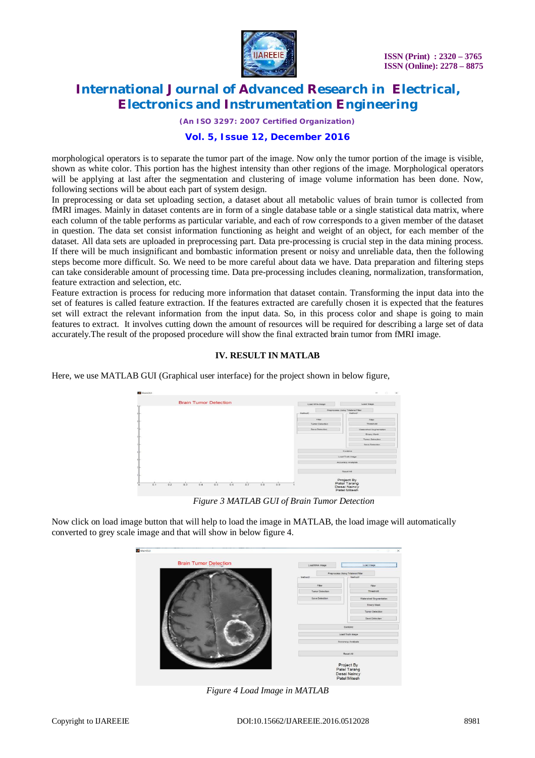morphological operators is to separate the tumor part of the image. Now only the tumor portion of the image is visible, shown as white color. This portion has the highest intensity than other regions of the image. Morphological operators will be applying at last after the segmentation and clustering of image volume information has been done. Now, following sections will be about each part of system design.

In preprocessing or data set uploading section, a dataset about all metabolic values of brain tumor is collected from fMRI images. Mainly in dataset contents are in form of a single database table or a single statistical data matrix, where each column of the table performs as particular variable, and each of row corresponds to a given member of the dataset in question. The data set consist information functioning as height and weight of an object, for each member of the dataset. All data sets are uploaded in preprocessing part. Data pre-processing is crucial step in the data mining process. If there will be much insignificant and bombastic information present or noisy and unreliable data, then the following steps become more difficult. So. We need to be more careful about data we have. Data preparation and filtering steps can take considerable amount of processing time. Data pre-processing includes cleaning, normalization, transformation, feature extraction and selection, etc.

Feature extraction is process for reducing more information that dataset contain. Transforming the input data into the set of features is called feature extraction. If the features extracted are carefully chosen it is expected that the features set will extract the relevant information from the input data. So, in this process color and shape is going to main features to extract. It involves cutting down the amount of resources will be required for describing a large set of data accurately.The result of the proposed procedure will show the final extracted brain tumor from fMRI image.

## IV. RESULT IN MATLAB

Here, we use MATLAB GUI (Graphical user interface) for the project shown in below figure,

*Figure 3 MATLAB GUI of Brain Tumor Detection*

Now click on load image button that will help to load the image in MATLAB, the load image will automatically converted to grey scale image and that will show in below figure 4.

*Figure 4 Load Image in MATLAB*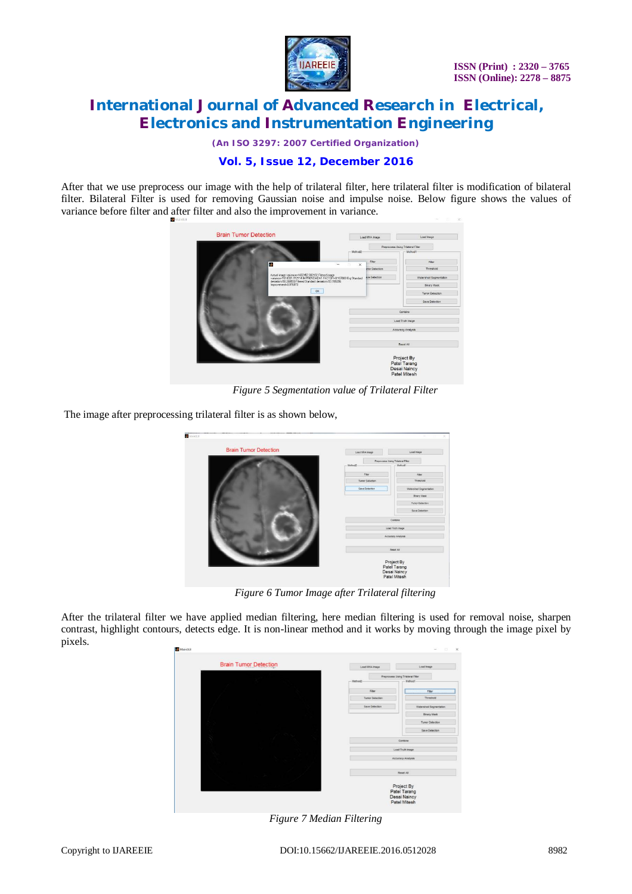After that we use preprocess our image with the help of trilateral filter, here trilateral filter is modification of bilateral filter. Bilateral Filter is used for removing Gaussian noise and impulse noise. Below figure shows the values of variance before filter and after filter and also the improvement in variance.

Figure 5 Segmentation value of Trilateral Filter

The image after preprocessing trilateral filter is as shown below,

Figure 6 Tumor Image after Trilateral filtering

After the trilateral filter we have applied median filtering, here median filtering is used for removal noise, sharpen contrast, highlight contours, detects edge. It is non-linear method and it works by moving through the image pixel by pixels.

Figure 7 Median Filtering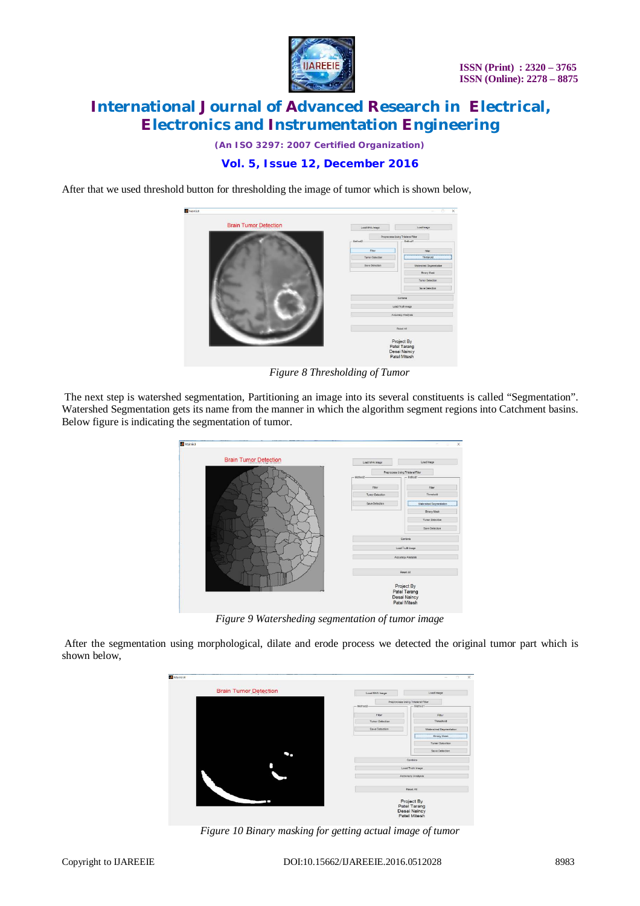After that we used threshold button for thresholding the image of tumor which is shown below,

*Figure 8 Thresholding of Tumor*

The next step is watershed segmentation, Partitioning an image into its several constituents is called "Segmentation". Watershed Segmentation gets its name from the manner in which the algorithm segment regions into Catchment basins. Below figure is indicating the segmentation of tumor.

*Figure 9 Watershed segmentation of tumor image*

After the segmentation using morphological, dilate and erode process we detected the original tumor part which is shown below,

*Figure 10 Binary masking for getting actual image of tumor*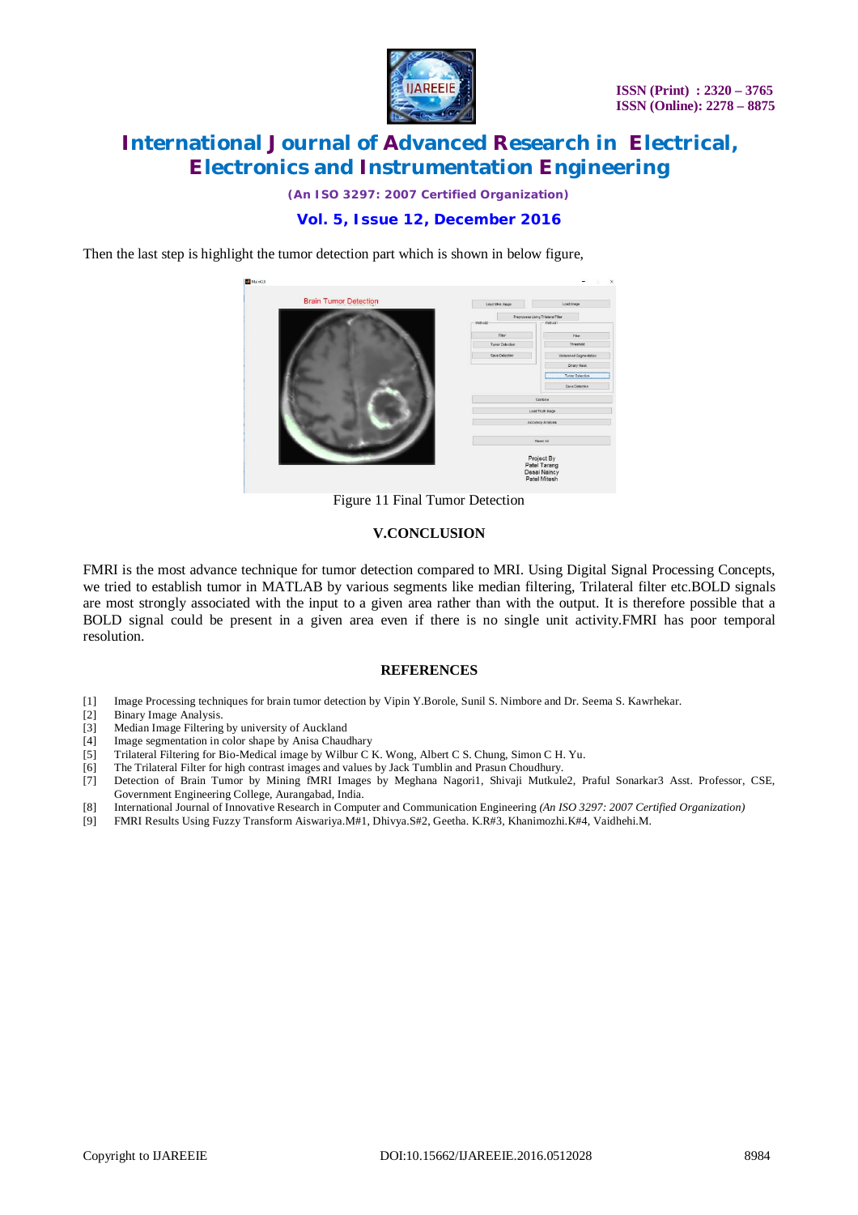Then the last step is highlight the tumor detection part which is shown in below figure,

Figure 11 Final Tumor Detection

## V.CONCLUSION

FMRI is the most advance technique for tumor detection compared to MRI. Using Digital Signal Processing Concepts, we tried to establish tumor in MATLAB by various segments like median filtering, Trilateral filter etc.BOLD signals are most strongly associated with the input to a given area rather than with the output. It is therefore possible that a BOLD signal could be present in a given area even if there is no single unit activity.FMRI has poor temporal resolution.

## REFERENCES

[1] Image Processing techniques for brain tumor detection by Vipin Y.Borole, Sunil S. Nimbore and Dr. Seema S. Kawrhekar.
[2] Binary Image Analysis.
[3] Median Image Filtering by university of Auckland
[4] Image segmentation in color shape by Anisa Chaudhary
[5] Trilateral Filtering for Bio-Medical image by Wilbur C K. Wong, Albert C S. Chung, Simon C H. Yu.
[6] The Trilateral Filter for high contrast images and values by Jack Tumblin and Prasun Choudhury.
[7] Detection of Brain Tumor by Mining fMRI Images by Meghana Nagori1, Shivaji Mutkule2, Praful Sonarkar3 Asst. Professor, CSE, Government Engineering College, Aurangabad, India.
[8] International Journal of Innovative Research in Computer and Communication Engineering *(An ISO 3297: 2007 Certified Organization)*
[9] FMRI Results Using Fuzzy Transform Aiswariya.M#1, Dhivya.S#2, Geetha. K.R#3, Khanimozhi.K#4, Vaidhehi.M.